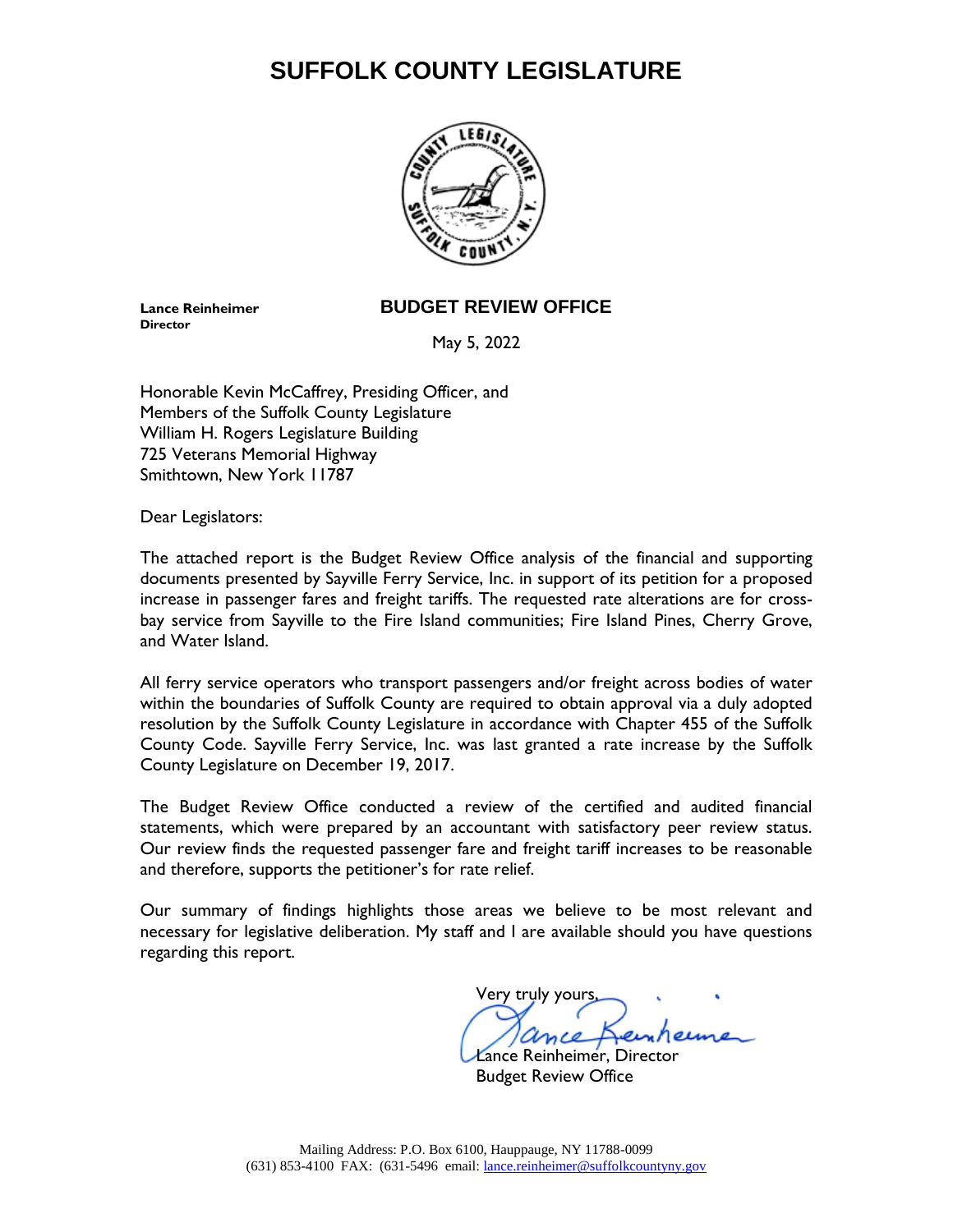# SUFFOLK COUNTY LEGISLATURE

**Lance Reinheimer**
**Director**

## BUDGET REVIEW OFFICE

May 5, 2022

Honorable Kevin McCaffrey, Presiding Officer, and
Members of the Suffolk County Legislature
William H. Rogers Legislature Building
725 Veterans Memorial Highway
Smithtown, New York 11787

Dear Legislators:

The attached report is the Budget Review Office analysis of the financial and supporting documents presented by Sayville Ferry Service, Inc. in support of its petition for a proposed increase in passenger fares and freight tariffs. The requested rate alterations are for cross-bay service from Sayville to the Fire Island communities; Fire Island Pines, Cherry Grove, and Water Island.

All ferry service operators who transport passengers and/or freight across bodies of water within the boundaries of Suffolk County are required to obtain approval via a duly adopted resolution by the Suffolk County Legislature in accordance with Chapter 455 of the Suffolk County Code. Sayville Ferry Service, Inc. was last granted a rate increase by the Suffolk County Legislature on December 19, 2017.

The Budget Review Office conducted a review of the certified and audited financial statements, which were prepared by an accountant with satisfactory peer review status. Our review finds the requested passenger fare and freight tariff increases to be reasonable and therefore, supports the petitioner's for rate relief.

Our summary of findings highlights those areas we believe to be most relevant and necessary for legislative deliberation. My staff and I are available should you have questions regarding this report.

Very truly yours,

Lance Reinheimer, Director
Budget Review Office

Mailing Address: P.O. Box 6100, Hauppauge, NY 11788-0099
(631) 853-4100 FAX: (631-5496 email: lance.reinheimer@suffolkcountyny.gov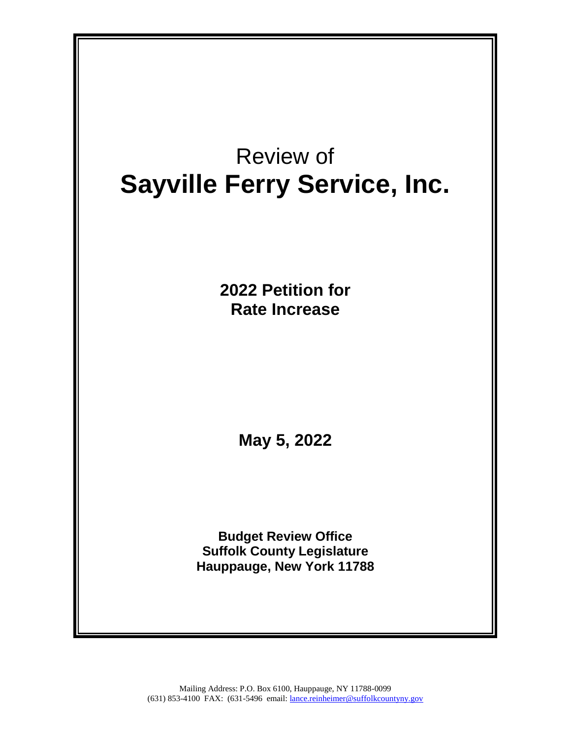# Review of
# **Sayville Ferry Service, Inc.**

## **2022 Petition for Rate Increase**

**May 5, 2022**

**Budget Review Office**
**Suffolk County Legislature**
**Hauppauge, New York 11788**

Mailing Address: P.O. Box 6100, Hauppauge, NY 11788-0099
(631) 853-4100 FAX: (631-5496 email: lance.reinheimer@suffolkcountyny.gov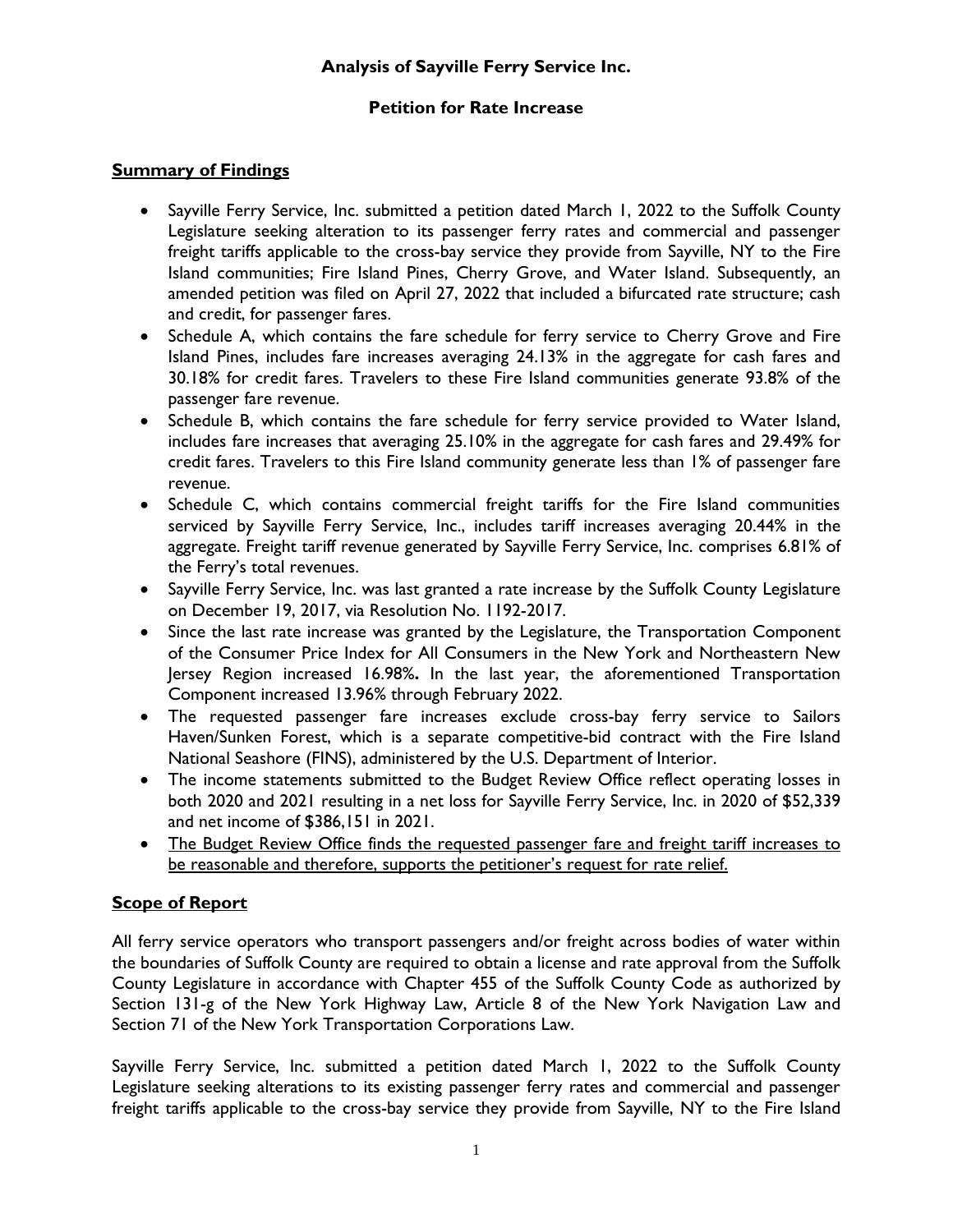**Analysis of Sayville Ferry Service Inc.**

**Petition for Rate Increase**

## Summary of Findings

- Sayville Ferry Service, Inc. submitted a petition dated March 1, 2022 to the Suffolk County Legislature seeking alteration to its passenger ferry rates and commercial and passenger freight tariffs applicable to the cross-bay service they provide from Sayville, NY to the Fire Island communities; Fire Island Pines, Cherry Grove, and Water Island. Subsequently, an amended petition was filed on April 27, 2022 that included a bifurcated rate structure; cash and credit, for passenger fares.
- Schedule A, which contains the fare schedule for ferry service to Cherry Grove and Fire Island Pines, includes fare increases averaging 24.13% in the aggregate for cash fares and 30.18% for credit fares. Travelers to these Fire Island communities generate 93.8% of the passenger fare revenue.
- Schedule B, which contains the fare schedule for ferry service provided to Water Island, includes fare increases that averaging 25.10% in the aggregate for cash fares and 29.49% for credit fares. Travelers to this Fire Island community generate less than 1% of passenger fare revenue.
- Schedule C, which contains commercial freight tariffs for the Fire Island communities serviced by Sayville Ferry Service, Inc., includes tariff increases averaging 20.44% in the aggregate. Freight tariff revenue generated by Sayville Ferry Service, Inc. comprises 6.81% of the Ferry's total revenues.
- Sayville Ferry Service, Inc. was last granted a rate increase by the Suffolk County Legislature on December 19, 2017, via Resolution No. 1192-2017.
- Since the last rate increase was granted by the Legislature, the Transportation Component of the Consumer Price Index for All Consumers in the New York and Northeastern New Jersey Region increased 16.98%**.** In the last year, the aforementioned Transportation Component increased 13.96% through February 2022.
- The requested passenger fare increases exclude cross-bay ferry service to Sailors Haven/Sunken Forest, which is a separate competitive-bid contract with the Fire Island National Seashore (FINS), administered by the U.S. Department of Interior.
- The income statements submitted to the Budget Review Office reflect operating losses in both 2020 and 2021 resulting in a net loss for Sayville Ferry Service, Inc. in 2020 of $52,339 and net income of $386,151 in 2021.
- <u>The Budget Review Office finds the requested passenger fare and freight tariff increases to be reasonable and therefore, supports the petitioner's request for rate relief.</u>

## Scope of Report

All ferry service operators who transport passengers and/or freight across bodies of water within the boundaries of Suffolk County are required to obtain a license and rate approval from the Suffolk County Legislature in accordance with Chapter 455 of the Suffolk County Code as authorized by Section 131-g of the New York Highway Law, Article 8 of the New York Navigation Law and Section 71 of the New York Transportation Corporations Law.

Sayville Ferry Service, Inc. submitted a petition dated March 1, 2022 to the Suffolk County Legislature seeking alterations to its existing passenger ferry rates and commercial and passenger freight tariffs applicable to the cross-bay service they provide from Sayville, NY to the Fire Island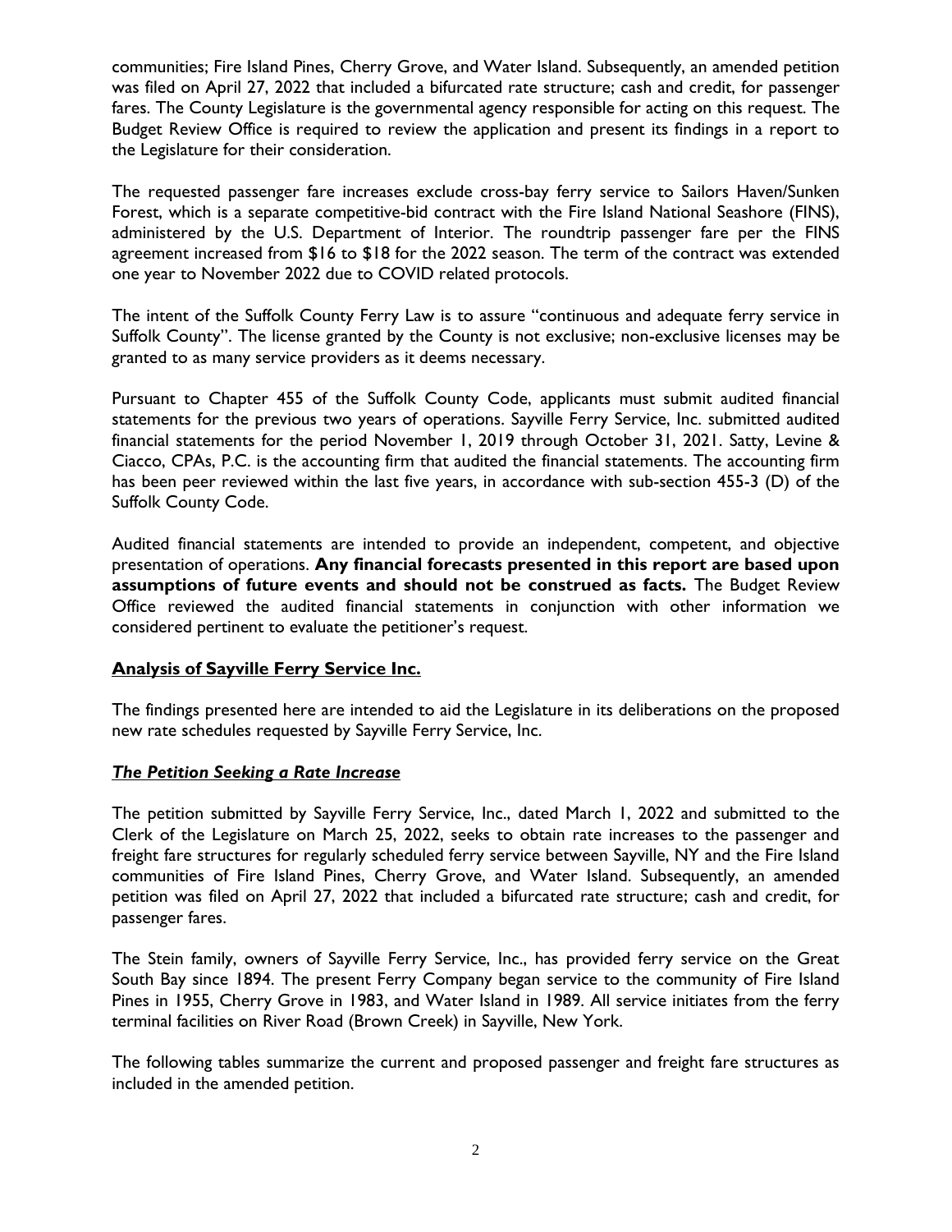communities; Fire Island Pines, Cherry Grove, and Water Island. Subsequently, an amended petition was filed on April 27, 2022 that included a bifurcated rate structure; cash and credit, for passenger fares. The County Legislature is the governmental agency responsible for acting on this request. The Budget Review Office is required to review the application and present its findings in a report to the Legislature for their consideration.

The requested passenger fare increases exclude cross-bay ferry service to Sailors Haven/Sunken Forest, which is a separate competitive-bid contract with the Fire Island National Seashore (FINS), administered by the U.S. Department of Interior. The roundtrip passenger fare per the FINS agreement increased from $16 to $18 for the 2022 season. The term of the contract was extended one year to November 2022 due to COVID related protocols.

The intent of the Suffolk County Ferry Law is to assure "continuous and adequate ferry service in Suffolk County". The license granted by the County is not exclusive; non-exclusive licenses may be granted to as many service providers as it deems necessary.

Pursuant to Chapter 455 of the Suffolk County Code, applicants must submit audited financial statements for the previous two years of operations. Sayville Ferry Service, Inc. submitted audited financial statements for the period November 1, 2019 through October 31, 2021. Satty, Levine & Ciacco, CPAs, P.C. is the accounting firm that audited the financial statements. The accounting firm has been peer reviewed within the last five years, in accordance with sub-section 455-3 (D) of the Suffolk County Code.

Audited financial statements are intended to provide an independent, competent, and objective presentation of operations. **Any financial forecasts presented in this report are based upon assumptions of future events and should not be construed as facts.** The Budget Review Office reviewed the audited financial statements in conjunction with other information we considered pertinent to evaluate the petitioner's request.

## Analysis of Sayville Ferry Service Inc.

The findings presented here are intended to aid the Legislature in its deliberations on the proposed new rate schedules requested by Sayville Ferry Service, Inc.

### *The Petition Seeking a Rate Increase*

The petition submitted by Sayville Ferry Service, Inc., dated March 1, 2022 and submitted to the Clerk of the Legislature on March 25, 2022, seeks to obtain rate increases to the passenger and freight fare structures for regularly scheduled ferry service between Sayville, NY and the Fire Island communities of Fire Island Pines, Cherry Grove, and Water Island. Subsequently, an amended petition was filed on April 27, 2022 that included a bifurcated rate structure; cash and credit, for passenger fares.

The Stein family, owners of Sayville Ferry Service, Inc., has provided ferry service on the Great South Bay since 1894. The present Ferry Company began service to the community of Fire Island Pines in 1955, Cherry Grove in 1983, and Water Island in 1989. All service initiates from the ferry terminal facilities on River Road (Brown Creek) in Sayville, New York.

The following tables summarize the current and proposed passenger and freight fare structures as included in the amended petition.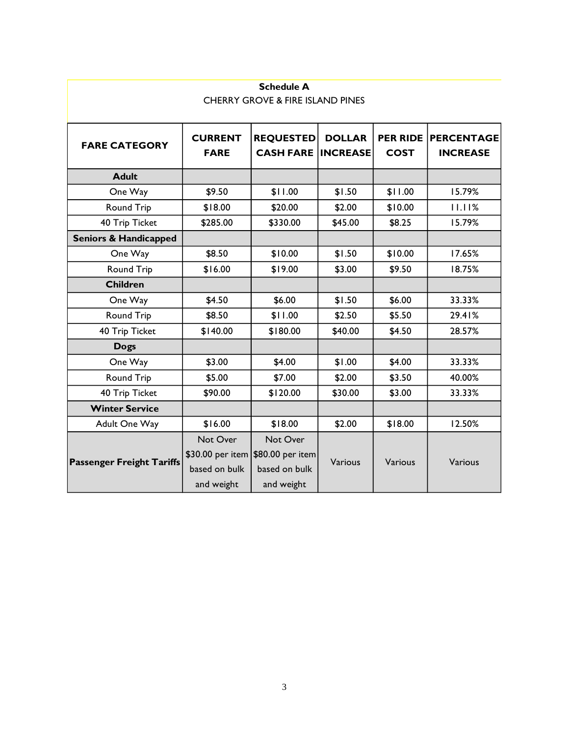**Schedule A**

CHERRY GROVE & FIRE ISLAND PINES

| FARE CATEGORY | CURRENT FARE | REQUESTED CASH FARE | DOLLAR INCREASE | PER RIDE COST | PERCENTAGE INCREASE |
|---|---|---|---|---|---|
| **Adult** | | | | | |
| One Way | $9.50 | $11.00 | $1.50 | $11.00 | 15.79% |
| Round Trip | $18.00 | $20.00 | $2.00 | $10.00 | 11.11% |
| 40 Trip Ticket | $285.00 | $330.00 | $45.00 | $8.25 | 15.79% |
| **Seniors & Handicapped** | | | | | |
| One Way | $8.50 | $10.00 | $1.50 | $10.00 | 17.65% |
| Round Trip | $16.00 | $19.00 | $3.00 | $9.50 | 18.75% |
| **Children** | | | | | |
| One Way | $4.50 | $6.00 | $1.50 | $6.00 | 33.33% |
| Round Trip | $8.50 | $11.00 | $2.50 | $5.50 | 29.41% |
| 40 Trip Ticket | $140.00 | $180.00 | $40.00 | $4.50 | 28.57% |
| **Dogs** | | | | | |
| One Way | $3.00 | $4.00 | $1.00 | $4.00 | 33.33% |
| Round Trip | $5.00 | $7.00 | $2.00 | $3.50 | 40.00% |
| 40 Trip Ticket | $90.00 | $120.00 | $30.00 | $3.00 | 33.33% |
| **Winter Service** | | | | | |
| Adult One Way | $16.00 | $18.00 | $2.00 | $18.00 | 12.50% |
| **Passenger Freight Tariffs** | Not Over $30.00 per item based on bulk and weight | Not Over $80.00 per item based on bulk and weight | Various | Various | Various |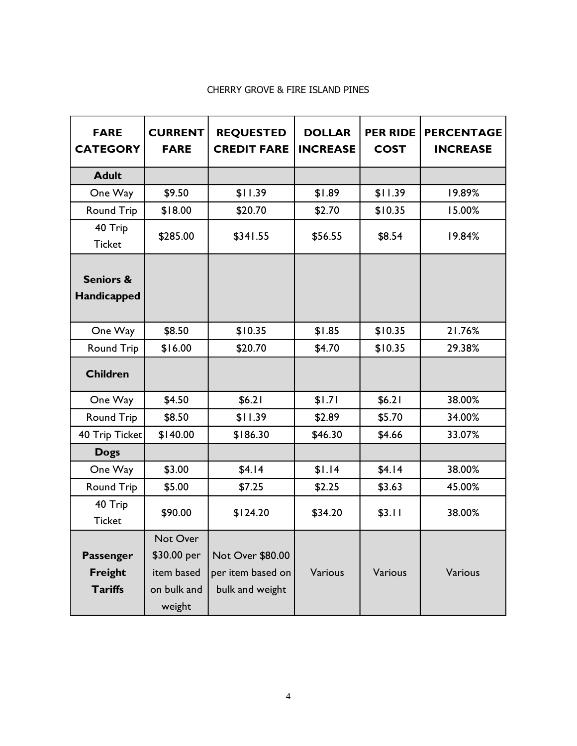CHERRY GROVE & FIRE ISLAND PINES

| FARE CATEGORY | CURRENT FARE | REQUESTED CREDIT FARE | DOLLAR INCREASE | PER RIDE COST | PERCENTAGE INCREASE |
|---|---|---|---|---|---|
| **Adult** | | | | | |
| One Way | $9.50 | $11.39 | $1.89 | $11.39 | 19.89% |
| Round Trip | $18.00 | $20.70 | $2.70 | $10.35 | 15.00% |
| 40 Trip Ticket | $285.00 | $341.55 | $56.55 | $8.54 | 19.84% |
| **Seniors & Handicapped** | | | | | |
| One Way | $8.50 | $10.35 | $1.85 | $10.35 | 21.76% |
| Round Trip | $16.00 | $20.70 | $4.70 | $10.35 | 29.38% |
| **Children** | | | | | |
| One Way | $4.50 | $6.21 | $1.71 | $6.21 | 38.00% |
| Round Trip | $8.50 | $11.39 | $2.89 | $5.70 | 34.00% |
| 40 Trip Ticket | $140.00 | $186.30 | $46.30 | $4.66 | 33.07% |
| **Dogs** | | | | | |
| One Way | $3.00 | $4.14 | $1.14 | $4.14 | 38.00% |
| Round Trip | $5.00 | $7.25 | $2.25 | $3.63 | 45.00% |
| 40 Trip Ticket | $90.00 | $124.20 | $34.20 | $3.11 | 38.00% |
| **Passenger Freight Tariffs** | Not Over $30.00 per item based on bulk and weight | Not Over $80.00 per item based on bulk and weight | Various | Various | Various |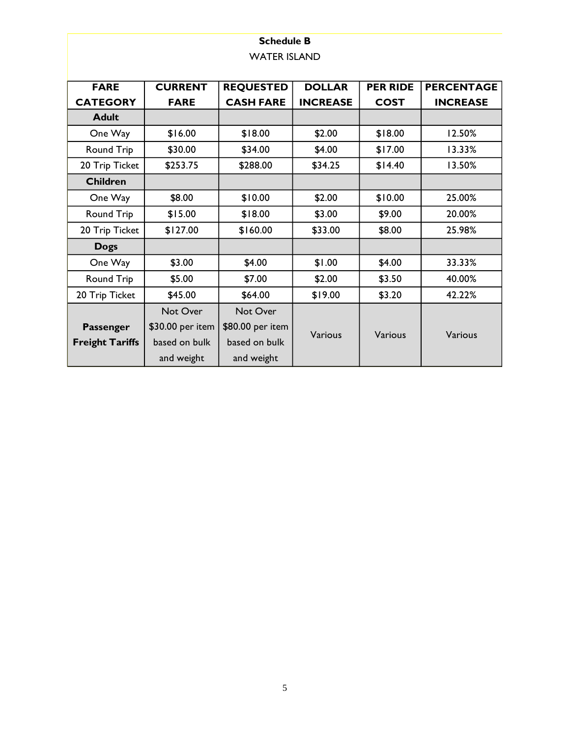**Schedule B**

WATER ISLAND

| FARE CATEGORY | CURRENT FARE | REQUESTED CASH FARE | DOLLAR INCREASE | PER RIDE COST | PERCENTAGE INCREASE |
|---|---|---|---|---|---|
| **Adult** | | | | | |
| One Way | $16.00 | $18.00 | $2.00 | $18.00 | 12.50% |
| Round Trip | $30.00 | $34.00 | $4.00 | $17.00 | 13.33% |
| 20 Trip Ticket | $253.75 | $288.00 | $34.25 | $14.40 | 13.50% |
| **Children** | | | | | |
| One Way | $8.00 | $10.00 | $2.00 | $10.00 | 25.00% |
| Round Trip | $15.00 | $18.00 | $3.00 | $9.00 | 20.00% |
| 20 Trip Ticket | $127.00 | $160.00 | $33.00 | $8.00 | 25.98% |
| **Dogs** | | | | | |
| One Way | $3.00 | $4.00 | $1.00 | $4.00 | 33.33% |
| Round Trip | $5.00 | $7.00 | $2.00 | $3.50 | 40.00% |
| 20 Trip Ticket | $45.00 | $64.00 | $19.00 | $3.20 | 42.22% |
| **Passenger Freight Tariffs** | Not Over $30.00 per item based on bulk and weight | Not Over $80.00 per item based on bulk and weight | Various | Various | Various |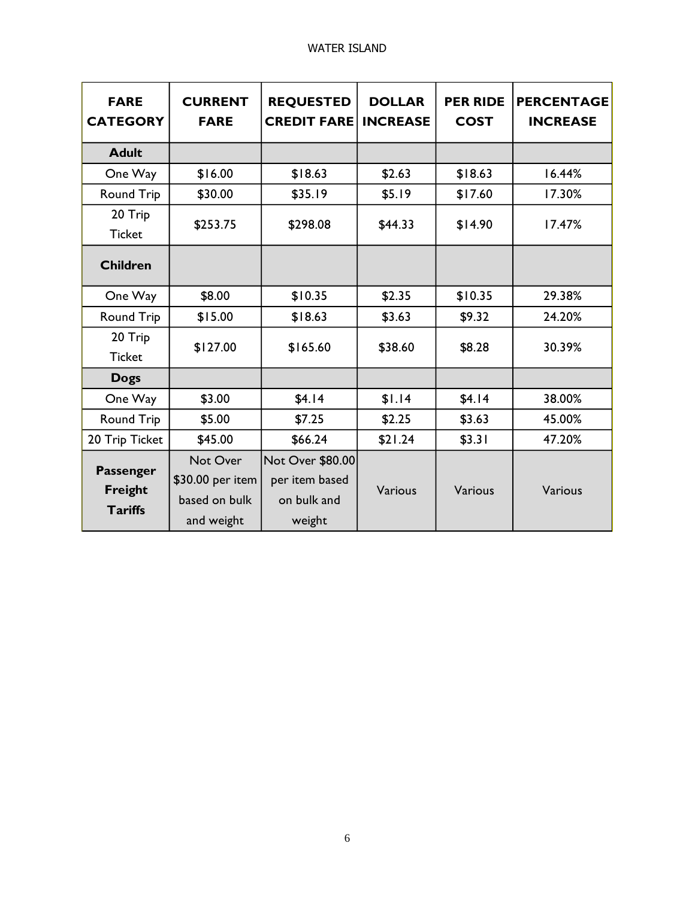| FARE CATEGORY | CURRENT FARE | REQUESTED CREDIT FARE | DOLLAR INCREASE | PER RIDE COST | PERCENTAGE INCREASE |
|---|---|---|---|---|---|
| **Adult** | | | | | |
| One Way | $16.00 | $18.63 | $2.63 | $18.63 | 16.44% |
| Round Trip | $30.00 | $35.19 | $5.19 | $17.60 | 17.30% |
| 20 Trip Ticket | $253.75 | $298.08 | $44.33 | $14.90 | 17.47% |
| **Children** | | | | | |
| One Way | $8.00 | $10.35 | $2.35 | $10.35 | 29.38% |
| Round Trip | $15.00 | $18.63 | $3.63 | $9.32 | 24.20% |
| 20 Trip Ticket | $127.00 | $165.60 | $38.60 | $8.28 | 30.39% |
| **Dogs** | | | | | |
| One Way | $3.00 | $4.14 | $1.14 | $4.14 | 38.00% |
| Round Trip | $5.00 | $7.25 | $2.25 | $3.63 | 45.00% |
| 20 Trip Ticket | $45.00 | $66.24 | $21.24 | $3.31 | 47.20% |
| **Passenger Freight Tariffs** | Not Over $30.00 per item based on bulk and weight | Not Over $80.00 per item based on bulk and weight | Various | Various | Various |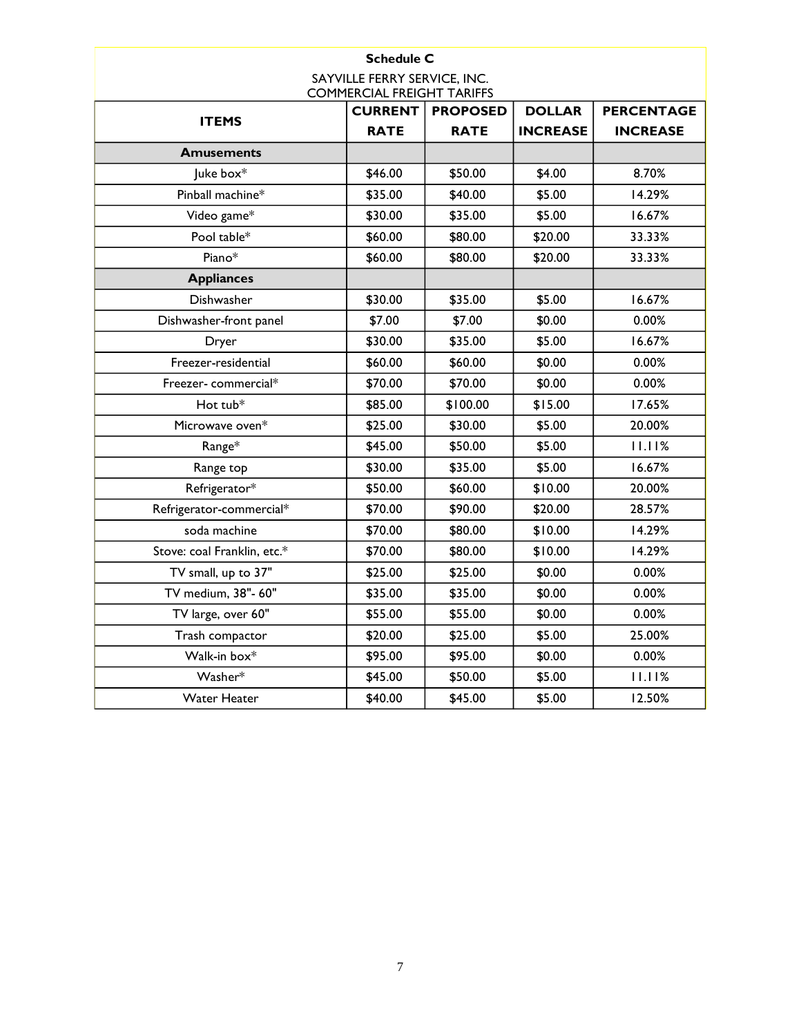**Schedule C**

SAYVILLE FERRY SERVICE, INC.
COMMERCIAL FREIGHT TARIFFS

| ITEMS | CURRENT RATE | PROPOSED RATE | DOLLAR INCREASE | PERCENTAGE INCREASE |
|---|---|---|---|---|
| **Amusements** | | | | |
| Juke box* | $46.00 | $50.00 | $4.00 | 8.70% |
| Pinball machine* | $35.00 | $40.00 | $5.00 | 14.29% |
| Video game* | $30.00 | $35.00 | $5.00 | 16.67% |
| Pool table* | $60.00 | $80.00 | $20.00 | 33.33% |
| Piano* | $60.00 | $80.00 | $20.00 | 33.33% |
| **Appliances** | | | | |
| Dishwasher | $30.00 | $35.00 | $5.00 | 16.67% |
| Dishwasher-front panel | $7.00 | $7.00 | $0.00 | 0.00% |
| Dryer | $30.00 | $35.00 | $5.00 | 16.67% |
| Freezer-residential | $60.00 | $60.00 | $0.00 | 0.00% |
| Freezer- commercial* | $70.00 | $70.00 | $0.00 | 0.00% |
| Hot tub* | $85.00 | $100.00 | $15.00 | 17.65% |
| Microwave oven* | $25.00 | $30.00 | $5.00 | 20.00% |
| Range* | $45.00 | $50.00 | $5.00 | 11.11% |
| Range top | $30.00 | $35.00 | $5.00 | 16.67% |
| Refrigerator* | $50.00 | $60.00 | $10.00 | 20.00% |
| Refrigerator-commercial* | $70.00 | $90.00 | $20.00 | 28.57% |
| soda machine | $70.00 | $80.00 | $10.00 | 14.29% |
| Stove: coal Franklin, etc.* | $70.00 | $80.00 | $10.00 | 14.29% |
| TV small, up to 37" | $25.00 | $25.00 | $0.00 | 0.00% |
| TV medium, 38"- 60" | $35.00 | $35.00 | $0.00 | 0.00% |
| TV large, over 60" | $55.00 | $55.00 | $0.00 | 0.00% |
| Trash compactor | $20.00 | $25.00 | $5.00 | 25.00% |
| Walk-in box* | $95.00 | $95.00 | $0.00 | 0.00% |
| Washer* | $45.00 | $50.00 | $5.00 | 11.11% |
| Water Heater | $40.00 | $45.00 | $5.00 | 12.50% |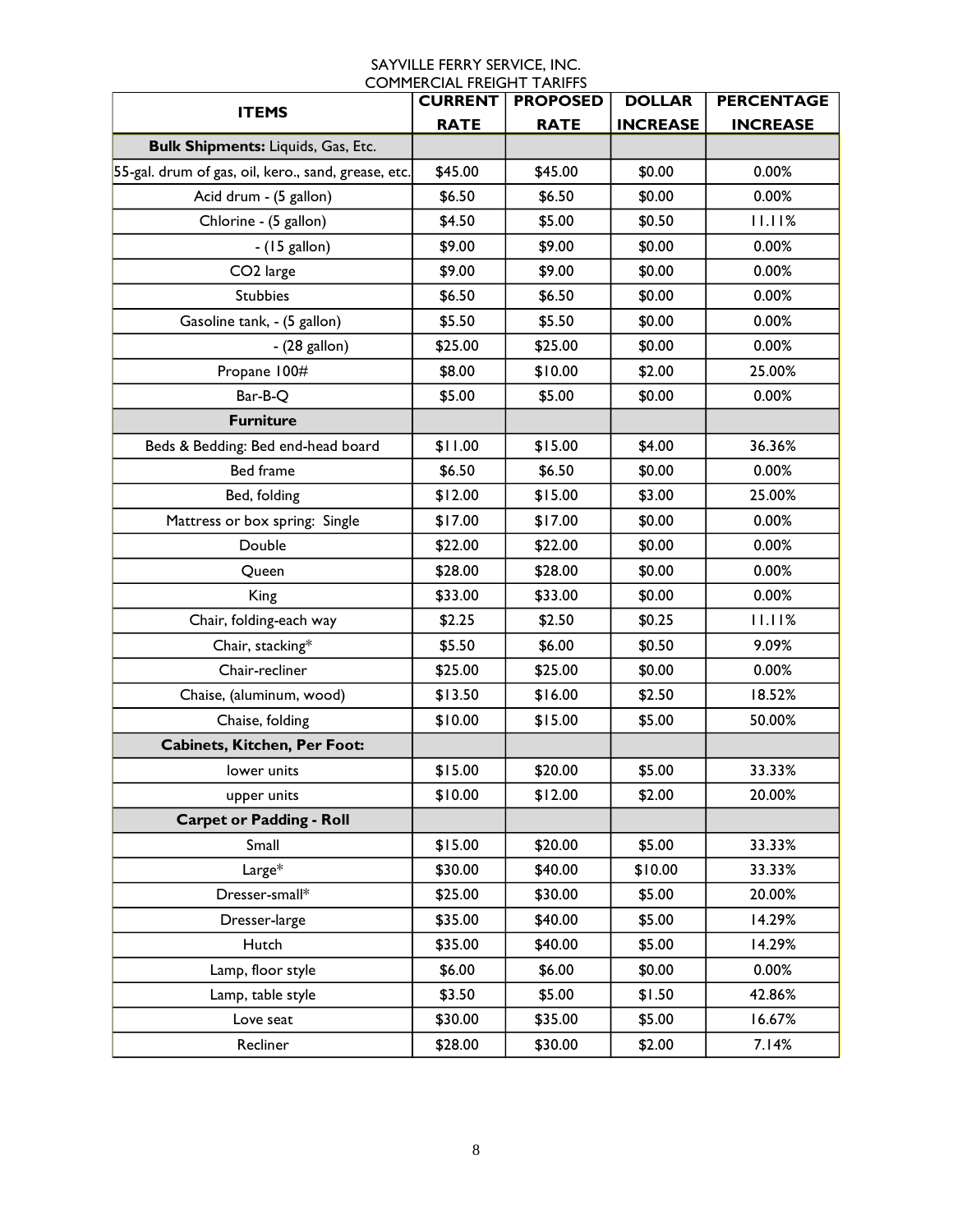SAYVILLE FERRY SERVICE, INC.
COMMERCIAL FREIGHT TARIFFS

| ITEMS | CURRENT RATE | PROPOSED RATE | DOLLAR INCREASE | PERCENTAGE INCREASE |
|---|---|---|---|---|
| **Bulk Shipments:** Liquids, Gas, Etc. | | | | |
| 55-gal. drum of gas, oil, kero., sand, grease, etc. | $45.00 | $45.00 | $0.00 | 0.00% |
| Acid drum - (5 gallon) | $6.50 | $6.50 | $0.00 | 0.00% |
| Chlorine - (5 gallon) | $4.50 | $5.00 | $0.50 | 11.11% |
| - (15 gallon) | $9.00 | $9.00 | $0.00 | 0.00% |
| CO2 large | $9.00 | $9.00 | $0.00 | 0.00% |
| Stubbies | $6.50 | $6.50 | $0.00 | 0.00% |
| Gasoline tank, - (5 gallon) | $5.50 | $5.50 | $0.00 | 0.00% |
| - (28 gallon) | $25.00 | $25.00 | $0.00 | 0.00% |
| Propane 100# | $8.00 | $10.00 | $2.00 | 25.00% |
| Bar-B-Q | $5.00 | $5.00 | $0.00 | 0.00% |
| **Furniture** | | | | |
| Beds & Bedding: Bed end-head board | $11.00 | $15.00 | $4.00 | 36.36% |
| Bed frame | $6.50 | $6.50 | $0.00 | 0.00% |
| Bed, folding | $12.00 | $15.00 | $3.00 | 25.00% |
| Mattress or box spring: Single | $17.00 | $17.00 | $0.00 | 0.00% |
| Double | $22.00 | $22.00 | $0.00 | 0.00% |
| Queen | $28.00 | $28.00 | $0.00 | 0.00% |
| King | $33.00 | $33.00 | $0.00 | 0.00% |
| Chair, folding-each way | $2.25 | $2.50 | $0.25 | 11.11% |
| Chair, stacking* | $5.50 | $6.00 | $0.50 | 9.09% |
| Chair-recliner | $25.00 | $25.00 | $0.00 | 0.00% |
| Chaise, (aluminum, wood) | $13.50 | $16.00 | $2.50 | 18.52% |
| Chaise, folding | $10.00 | $15.00 | $5.00 | 50.00% |
| **Cabinets, Kitchen, Per Foot:** | | | | |
| lower units | $15.00 | $20.00 | $5.00 | 33.33% |
| upper units | $10.00 | $12.00 | $2.00 | 20.00% |
| **Carpet or Padding - Roll** | | | | |
| Small | $15.00 | $20.00 | $5.00 | 33.33% |
| Large* | $30.00 | $40.00 | $10.00 | 33.33% |
| Dresser-small* | $25.00 | $30.00 | $5.00 | 20.00% |
| Dresser-large | $35.00 | $40.00 | $5.00 | 14.29% |
| Hutch | $35.00 | $40.00 | $5.00 | 14.29% |
| Lamp, floor style | $6.00 | $6.00 | $0.00 | 0.00% |
| Lamp, table style | $3.50 | $5.00 | $1.50 | 42.86% |
| Love seat | $30.00 | $35.00 | $5.00 | 16.67% |
| Recliner | $28.00 | $30.00 | $2.00 | 7.14% |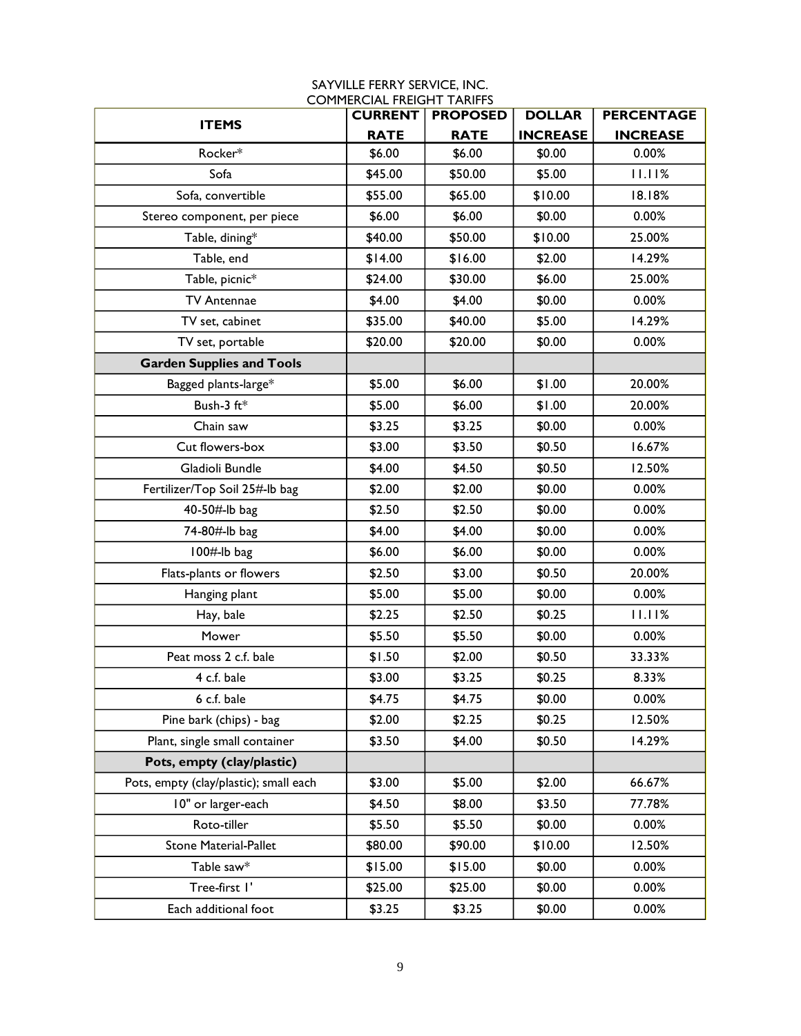SAYVILLE FERRY SERVICE, INC.
COMMERCIAL FREIGHT TARIFFS

| ITEMS | CURRENT RATE | PROPOSED RATE | DOLLAR INCREASE | PERCENTAGE INCREASE |
|---|---|---|---|---|
| Rocker* | $6.00 | $6.00 | $0.00 | 0.00% |
| Sofa | $45.00 | $50.00 | $5.00 | 11.11% |
| Sofa, convertible | $55.00 | $65.00 | $10.00 | 18.18% |
| Stereo component, per piece | $6.00 | $6.00 | $0.00 | 0.00% |
| Table, dining* | $40.00 | $50.00 | $10.00 | 25.00% |
| Table, end | $14.00 | $16.00 | $2.00 | 14.29% |
| Table, picnic* | $24.00 | $30.00 | $6.00 | 25.00% |
| TV Antennae | $4.00 | $4.00 | $0.00 | 0.00% |
| TV set, cabinet | $35.00 | $40.00 | $5.00 | 14.29% |
| TV set, portable | $20.00 | $20.00 | $0.00 | 0.00% |
| **Garden Supplies and Tools** | | | | |
| Bagged plants-large* | $5.00 | $6.00 | $1.00 | 20.00% |
| Bush-3 ft* | $5.00 | $6.00 | $1.00 | 20.00% |
| Chain saw | $3.25 | $3.25 | $0.00 | 0.00% |
| Cut flowers-box | $3.00 | $3.50 | $0.50 | 16.67% |
| Gladioli Bundle | $4.00 | $4.50 | $0.50 | 12.50% |
| Fertilizer/Top Soil 25#-lb bag | $2.00 | $2.00 | $0.00 | 0.00% |
| 40-50#-lb bag | $2.50 | $2.50 | $0.00 | 0.00% |
| 74-80#-lb bag | $4.00 | $4.00 | $0.00 | 0.00% |
| 100#-lb bag | $6.00 | $6.00 | $0.00 | 0.00% |
| Flats-plants or flowers | $2.50 | $3.00 | $0.50 | 20.00% |
| Hanging plant | $5.00 | $5.00 | $0.00 | 0.00% |
| Hay, bale | $2.25 | $2.50 | $0.25 | 11.11% |
| Mower | $5.50 | $5.50 | $0.00 | 0.00% |
| Peat moss 2 c.f. bale | $1.50 | $2.00 | $0.50 | 33.33% |
| 4 c.f. bale | $3.00 | $3.25 | $0.25 | 8.33% |
| 6 c.f. bale | $4.75 | $4.75 | $0.00 | 0.00% |
| Pine bark (chips) - bag | $2.00 | $2.25 | $0.25 | 12.50% |
| Plant, single small container | $3.50 | $4.00 | $0.50 | 14.29% |
| **Pots, empty (clay/plastic)** | | | | |
| Pots, empty (clay/plastic); small each | $3.00 | $5.00 | $2.00 | 66.67% |
| 10" or larger-each | $4.50 | $8.00 | $3.50 | 77.78% |
| Roto-tiller | $5.50 | $5.50 | $0.00 | 0.00% |
| Stone Material-Pallet | $80.00 | $90.00 | $10.00 | 12.50% |
| Table saw* | $15.00 | $15.00 | $0.00 | 0.00% |
| Tree-first 1' | $25.00 | $25.00 | $0.00 | 0.00% |
| Each additional foot | $3.25 | $3.25 | $0.00 | 0.00% |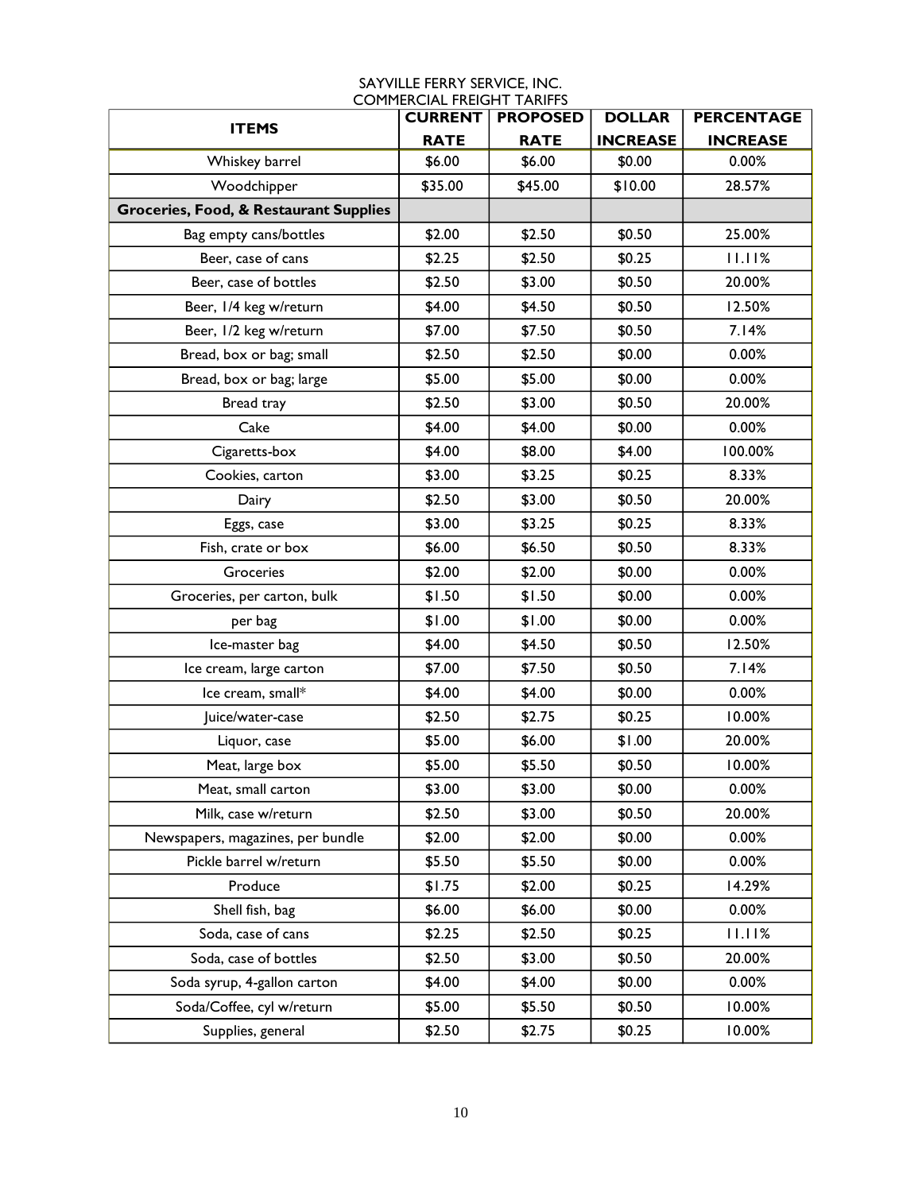SAYVILLE FERRY SERVICE, INC.
COMMERCIAL FREIGHT TARIFFS

| ITEMS | CURRENT RATE | PROPOSED RATE | DOLLAR INCREASE | PERCENTAGE INCREASE |
|---|---|---|---|---|
| Whiskey barrel | $6.00 | $6.00 | $0.00 | 0.00% |
| Woodchipper | $35.00 | $45.00 | $10.00 | 28.57% |
| **Groceries, Food, & Restaurant Supplies** | | | | |
| Bag empty cans/bottles | $2.00 | $2.50 | $0.50 | 25.00% |
| Beer, case of cans | $2.25 | $2.50 | $0.25 | 11.11% |
| Beer, case of bottles | $2.50 | $3.00 | $0.50 | 20.00% |
| Beer, 1/4 keg w/return | $4.00 | $4.50 | $0.50 | 12.50% |
| Beer, 1/2 keg w/return | $7.00 | $7.50 | $0.50 | 7.14% |
| Bread, box or bag; small | $2.50 | $2.50 | $0.00 | 0.00% |
| Bread, box or bag; large | $5.00 | $5.00 | $0.00 | 0.00% |
| Bread tray | $2.50 | $3.00 | $0.50 | 20.00% |
| Cake | $4.00 | $4.00 | $0.00 | 0.00% |
| Cigaretts-box | $4.00 | $8.00 | $4.00 | 100.00% |
| Cookies, carton | $3.00 | $3.25 | $0.25 | 8.33% |
| Dairy | $2.50 | $3.00 | $0.50 | 20.00% |
| Eggs, case | $3.00 | $3.25 | $0.25 | 8.33% |
| Fish, crate or box | $6.00 | $6.50 | $0.50 | 8.33% |
| Groceries | $2.00 | $2.00 | $0.00 | 0.00% |
| Groceries, per carton, bulk | $1.50 | $1.50 | $0.00 | 0.00% |
| per bag | $1.00 | $1.00 | $0.00 | 0.00% |
| Ice-master bag | $4.00 | $4.50 | $0.50 | 12.50% |
| Ice cream, large carton | $7.00 | $7.50 | $0.50 | 7.14% |
| Ice cream, small* | $4.00 | $4.00 | $0.00 | 0.00% |
| Juice/water-case | $2.50 | $2.75 | $0.25 | 10.00% |
| Liquor, case | $5.00 | $6.00 | $1.00 | 20.00% |
| Meat, large box | $5.00 | $5.50 | $0.50 | 10.00% |
| Meat, small carton | $3.00 | $3.00 | $0.00 | 0.00% |
| Milk, case w/return | $2.50 | $3.00 | $0.50 | 20.00% |
| Newspapers, magazines, per bundle | $2.00 | $2.00 | $0.00 | 0.00% |
| Pickle barrel w/return | $5.50 | $5.50 | $0.00 | 0.00% |
| Produce | $1.75 | $2.00 | $0.25 | 14.29% |
| Shell fish, bag | $6.00 | $6.00 | $0.00 | 0.00% |
| Soda, case of cans | $2.25 | $2.50 | $0.25 | 11.11% |
| Soda, case of bottles | $2.50 | $3.00 | $0.50 | 20.00% |
| Soda syrup, 4-gallon carton | $4.00 | $4.00 | $0.00 | 0.00% |
| Soda/Coffee, cyl w/return | $5.00 | $5.50 | $0.50 | 10.00% |
| Supplies, general | $2.50 | $2.75 | $0.25 | 10.00% |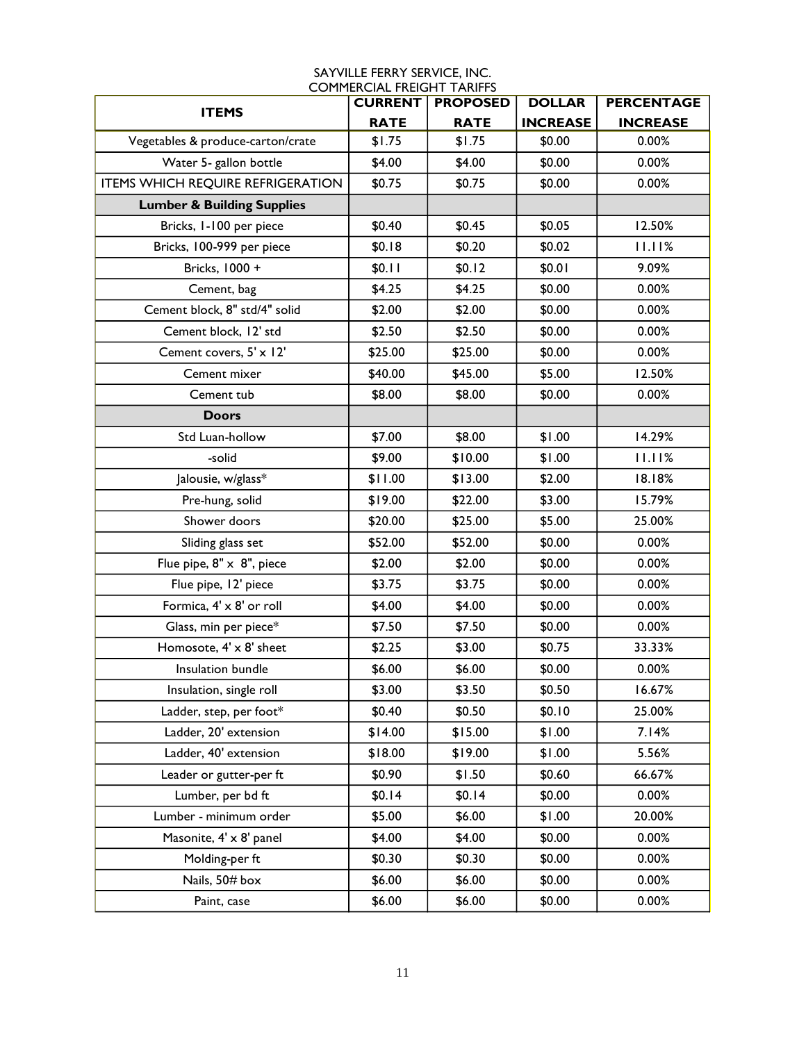SAYVILLE FERRY SERVICE, INC.
COMMERCIAL FREIGHT TARIFFS

| ITEMS | CURRENT RATE | PROPOSED RATE | DOLLAR INCREASE | PERCENTAGE INCREASE |
|---|---|---|---|---|
| Vegetables & produce-carton/crate | $1.75 | $1.75 | $0.00 | 0.00% |
| Water 5- gallon bottle | $4.00 | $4.00 | $0.00 | 0.00% |
| ITEMS WHICH REQUIRE REFRIGERATION | $0.75 | $0.75 | $0.00 | 0.00% |
| **Lumber & Building Supplies** | | | | |
| Bricks, 1-100 per piece | $0.40 | $0.45 | $0.05 | 12.50% |
| Bricks, 100-999 per piece | $0.18 | $0.20 | $0.02 | 11.11% |
| Bricks, 1000 + | $0.11 | $0.12 | $0.01 | 9.09% |
| Cement, bag | $4.25 | $4.25 | $0.00 | 0.00% |
| Cement block, 8" std/4" solid | $2.00 | $2.00 | $0.00 | 0.00% |
| Cement block, 12' std | $2.50 | $2.50 | $0.00 | 0.00% |
| Cement covers, 5' x 12' | $25.00 | $25.00 | $0.00 | 0.00% |
| Cement mixer | $40.00 | $45.00 | $5.00 | 12.50% |
| Cement tub | $8.00 | $8.00 | $0.00 | 0.00% |
| **Doors** | | | | |
| Std Luan-hollow | $7.00 | $8.00 | $1.00 | 14.29% |
| -solid | $9.00 | $10.00 | $1.00 | 11.11% |
| Jalousie, w/glass* | $11.00 | $13.00 | $2.00 | 18.18% |
| Pre-hung, solid | $19.00 | $22.00 | $3.00 | 15.79% |
| Shower doors | $20.00 | $25.00 | $5.00 | 25.00% |
| Sliding glass set | $52.00 | $52.00 | $0.00 | 0.00% |
| Flue pipe, 8" x 8", piece | $2.00 | $2.00 | $0.00 | 0.00% |
| Flue pipe, 12' piece | $3.75 | $3.75 | $0.00 | 0.00% |
| Formica, 4' x 8' or roll | $4.00 | $4.00 | $0.00 | 0.00% |
| Glass, min per piece* | $7.50 | $7.50 | $0.00 | 0.00% |
| Homosote, 4' x 8' sheet | $2.25 | $3.00 | $0.75 | 33.33% |
| Insulation bundle | $6.00 | $6.00 | $0.00 | 0.00% |
| Insulation, single roll | $3.00 | $3.50 | $0.50 | 16.67% |
| Ladder, step, per foot* | $0.40 | $0.50 | $0.10 | 25.00% |
| Ladder, 20' extension | $14.00 | $15.00 | $1.00 | 7.14% |
| Ladder, 40' extension | $18.00 | $19.00 | $1.00 | 5.56% |
| Leader or gutter-per ft | $0.90 | $1.50 | $0.60 | 66.67% |
| Lumber, per bd ft | $0.14 | $0.14 | $0.00 | 0.00% |
| Lumber - minimum order | $5.00 | $6.00 | $1.00 | 20.00% |
| Masonite, 4' x 8' panel | $4.00 | $4.00 | $0.00 | 0.00% |
| Molding-per ft | $0.30 | $0.30 | $0.00 | 0.00% |
| Nails, 50# box | $6.00 | $6.00 | $0.00 | 0.00% |
| Paint, case | $6.00 | $6.00 | $0.00 | 0.00% |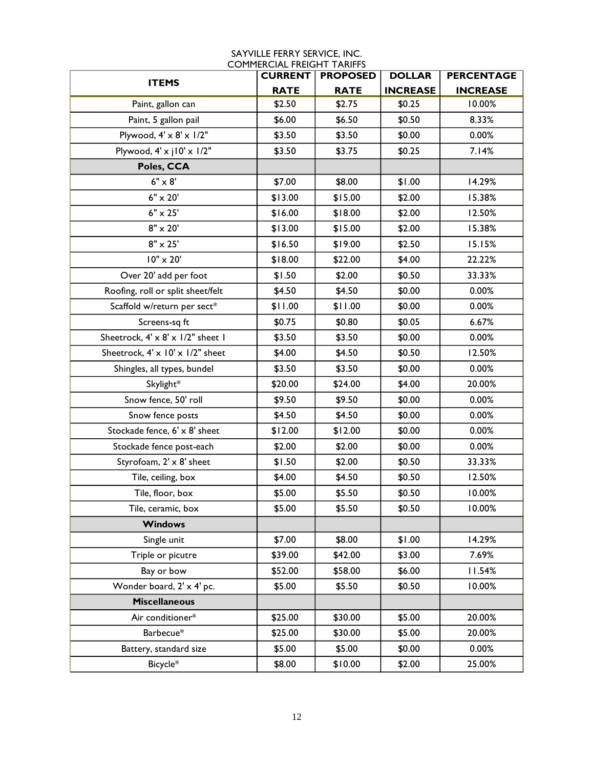SAYVILLE FERRY SERVICE, INC.
COMMERCIAL FREIGHT TARIFFS

| ITEMS | CURRENT RATE | PROPOSED RATE | DOLLAR INCREASE | PERCENTAGE INCREASE |
|---|---|---|---|---|
| Paint, gallon can | $2.50 | $2.75 | $0.25 | 10.00% |
| Paint, 5 gallon pail | $6.00 | $6.50 | $0.50 | 8.33% |
| Plywood, 4' x 8' x 1/2" | $3.50 | $3.50 | $0.00 | 0.00% |
| Plywood, 4' x j10' x 1/2" | $3.50 | $3.75 | $0.25 | 7.14% |
| **Poles, CCA** | | | | |
| 6" x 8' | $7.00 | $8.00 | $1.00 | 14.29% |
| 6" x 20' | $13.00 | $15.00 | $2.00 | 15.38% |
| 6" x 25' | $16.00 | $18.00 | $2.00 | 12.50% |
| 8" x 20' | $13.00 | $15.00 | $2.00 | 15.38% |
| 8" x 25' | $16.50 | $19.00 | $2.50 | 15.15% |
| 10" x 20' | $18.00 | $22.00 | $4.00 | 22.22% |
| Over 20' add per foot | $1.50 | $2.00 | $0.50 | 33.33% |
| Roofing, roll or split sheet/felt | $4.50 | $4.50 | $0.00 | 0.00% |
| Scaffold w/return per sect* | $11.00 | $11.00 | $0.00 | 0.00% |
| Screens-sq ft | $0.75 | $0.80 | $0.05 | 6.67% |
| Sheetrock, 4' x 8' x 1/2" sheet 1 | $3.50 | $3.50 | $0.00 | 0.00% |
| Sheetrock, 4' x 10' x 1/2" sheet | $4.00 | $4.50 | $0.50 | 12.50% |
| Shingles, all types, bundel | $3.50 | $3.50 | $0.00 | 0.00% |
| Skylight* | $20.00 | $24.00 | $4.00 | 20.00% |
| Snow fence, 50' roll | $9.50 | $9.50 | $0.00 | 0.00% |
| Snow fence posts | $4.50 | $4.50 | $0.00 | 0.00% |
| Stockade fence, 6' x 8' sheet | $12.00 | $12.00 | $0.00 | 0.00% |
| Stockade fence post-each | $2.00 | $2.00 | $0.00 | 0.00% |
| Styrofoam, 2' x 8' sheet | $1.50 | $2.00 | $0.50 | 33.33% |
| Tile, ceiling, box | $4.00 | $4.50 | $0.50 | 12.50% |
| Tile, floor, box | $5.00 | $5.50 | $0.50 | 10.00% |
| Tile, ceramic, box | $5.00 | $5.50 | $0.50 | 10.00% |
| **Windows** | | | | |
| Single unit | $7.00 | $8.00 | $1.00 | 14.29% |
| Triple or picutre | $39.00 | $42.00 | $3.00 | 7.69% |
| Bay or bow | $52.00 | $58.00 | $6.00 | 11.54% |
| Wonder board, 2' x 4' pc. | $5.00 | $5.50 | $0.50 | 10.00% |
| **Miscellaneous** | | | | |
| Air conditioner* | $25.00 | $30.00 | $5.00 | 20.00% |
| Barbecue* | $25.00 | $30.00 | $5.00 | 20.00% |
| Battery, standard size | $5.00 | $5.00 | $0.00 | 0.00% |
| Bicycle* | $8.00 | $10.00 | $2.00 | 25.00% |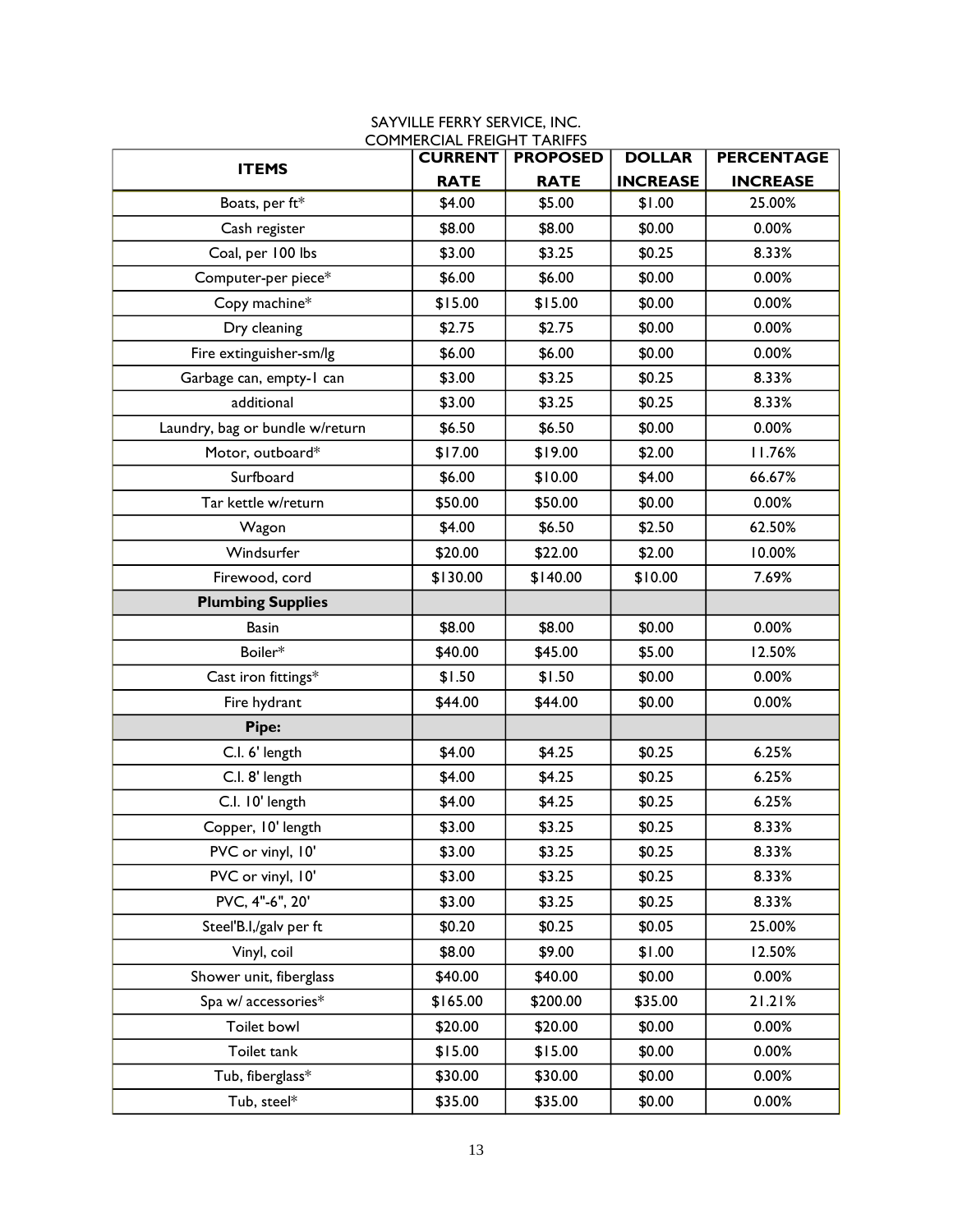SAYVILLE FERRY SERVICE, INC.
COMMERCIAL FREIGHT TARIFFS

| ITEMS | CURRENT RATE | PROPOSED RATE | DOLLAR INCREASE | PERCENTAGE INCREASE |
|---|---|---|---|---|
| Boats, per ft* | $4.00 | $5.00 | $1.00 | 25.00% |
| Cash register | $8.00 | $8.00 | $0.00 | 0.00% |
| Coal, per 100 lbs | $3.00 | $3.25 | $0.25 | 8.33% |
| Computer-per piece* | $6.00 | $6.00 | $0.00 | 0.00% |
| Copy machine* | $15.00 | $15.00 | $0.00 | 0.00% |
| Dry cleaning | $2.75 | $2.75 | $0.00 | 0.00% |
| Fire extinguisher-sm/lg | $6.00 | $6.00 | $0.00 | 0.00% |
| Garbage can, empty-1 can | $3.00 | $3.25 | $0.25 | 8.33% |
| additional | $3.00 | $3.25 | $0.25 | 8.33% |
| Laundry, bag or bundle w/return | $6.50 | $6.50 | $0.00 | 0.00% |
| Motor, outboard* | $17.00 | $19.00 | $2.00 | 11.76% |
| Surfboard | $6.00 | $10.00 | $4.00 | 66.67% |
| Tar kettle w/return | $50.00 | $50.00 | $0.00 | 0.00% |
| Wagon | $4.00 | $6.50 | $2.50 | 62.50% |
| Windsurfer | $20.00 | $22.00 | $2.00 | 10.00% |
| Firewood, cord | $130.00 | $140.00 | $10.00 | 7.69% |
| **Plumbing Supplies** | | | | |
| Basin | $8.00 | $8.00 | $0.00 | 0.00% |
| Boiler* | $40.00 | $45.00 | $5.00 | 12.50% |
| Cast iron fittings* | $1.50 | $1.50 | $0.00 | 0.00% |
| Fire hydrant | $44.00 | $44.00 | $0.00 | 0.00% |
| **Pipe:** | | | | |
| C.I. 6' length | $4.00 | $4.25 | $0.25 | 6.25% |
| C.I. 8' length | $4.00 | $4.25 | $0.25 | 6.25% |
| C.I. 10' length | $4.00 | $4.25 | $0.25 | 6.25% |
| Copper, 10' length | $3.00 | $3.25 | $0.25 | 8.33% |
| PVC or vinyl, 10' | $3.00 | $3.25 | $0.25 | 8.33% |
| PVC or vinyl, 10' | $3.00 | $3.25 | $0.25 | 8.33% |
| PVC, 4"-6", 20' | $3.00 | $3.25 | $0.25 | 8.33% |
| Steel'B.I,/galv per ft | $0.20 | $0.25 | $0.05 | 25.00% |
| Vinyl, coil | $8.00 | $9.00 | $1.00 | 12.50% |
| Shower unit, fiberglass | $40.00 | $40.00 | $0.00 | 0.00% |
| Spa w/ accessories* | $165.00 | $200.00 | $35.00 | 21.21% |
| Toilet bowl | $20.00 | $20.00 | $0.00 | 0.00% |
| Toilet tank | $15.00 | $15.00 | $0.00 | 0.00% |
| Tub, fiberglass* | $30.00 | $30.00 | $0.00 | 0.00% |
| Tub, steel* | $35.00 | $35.00 | $0.00 | 0.00% |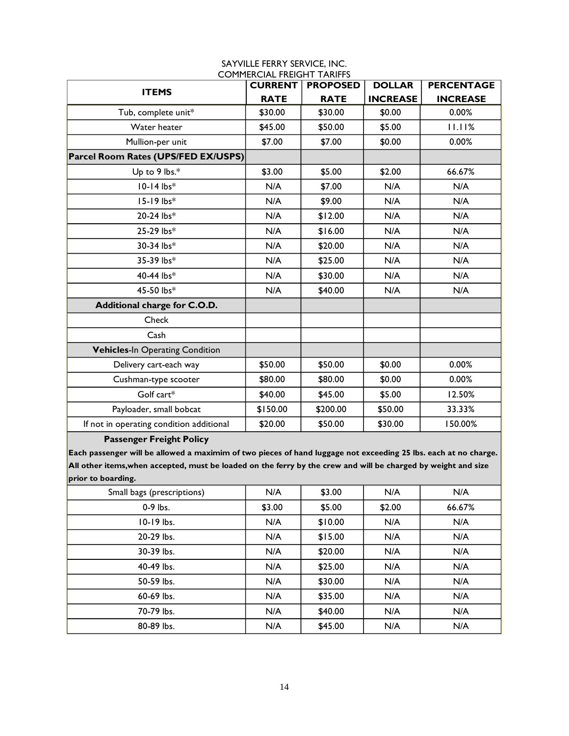SAYVILLE FERRY SERVICE, INC.
COMMERCIAL FREIGHT TARIFFS

| ITEMS | CURRENT RATE | PROPOSED RATE | DOLLAR INCREASE | PERCENTAGE INCREASE |
|---|---|---|---|---|
| Tub, complete unit* | $30.00 | $30.00 | $0.00 | 0.00% |
| Water heater | $45.00 | $50.00 | $5.00 | 11.11% |
| Mullion-per unit | $7.00 | $7.00 | $0.00 | 0.00% |
| **Parcel Room Rates (UPS/FED EX/USPS)** | | | | |
| Up to 9 lbs.* | $3.00 | $5.00 | $2.00 | 66.67% |
| 10-14 lbs* | N/A | $7.00 | N/A | N/A |
| 15-19 lbs* | N/A | $9.00 | N/A | N/A |
| 20-24 lbs* | N/A | $12.00 | N/A | N/A |
| 25-29 lbs* | N/A | $16.00 | N/A | N/A |
| 30-34 lbs* | N/A | $20.00 | N/A | N/A |
| 35-39 lbs* | N/A | $25.00 | N/A | N/A |
| 40-44 lbs* | N/A | $30.00 | N/A | N/A |
| 45-50 lbs* | N/A | $40.00 | N/A | N/A |
| **Additional charge for C.O.D.** | | | | |
| Check | | | | |
| Cash | | | | |
| **Vehicles**-In Operating Condition | | | | |
| Delivery cart-each way | $50.00 | $50.00 | $0.00 | 0.00% |
| Cushman-type scooter | $80.00 | $80.00 | $0.00 | 0.00% |
| Golf cart* | $40.00 | $45.00 | $5.00 | 12.50% |
| Payloader, small bobcat | $150.00 | $200.00 | $50.00 | 33.33% |
| If not in operating condition additional | $20.00 | $50.00 | $30.00 | 150.00% |
| **Passenger Freight Policy** — **Each passenger will be allowed a maximim of two pieces of hand luggage not exceeding 25 lbs. each at no charge. All other items,when accepted, must be loaded on the ferry by the crew and will be charged by weight and size prior to boarding.** | | | | |
| Small bags (prescriptions) | N/A | $3.00 | N/A | N/A |
| 0-9 lbs. | $3.00 | $5.00 | $2.00 | 66.67% |
| 10-19 lbs. | N/A | $10.00 | N/A | N/A |
| 20-29 lbs. | N/A | $15.00 | N/A | N/A |
| 30-39 lbs. | N/A | $20.00 | N/A | N/A |
| 40-49 lbs. | N/A | $25.00 | N/A | N/A |
| 50-59 lbs. | N/A | $30.00 | N/A | N/A |
| 60-69 lbs. | N/A | $35.00 | N/A | N/A |
| 70-79 lbs. | N/A | $40.00 | N/A | N/A |
| 80-89 lbs. | N/A | $45.00 | N/A | N/A |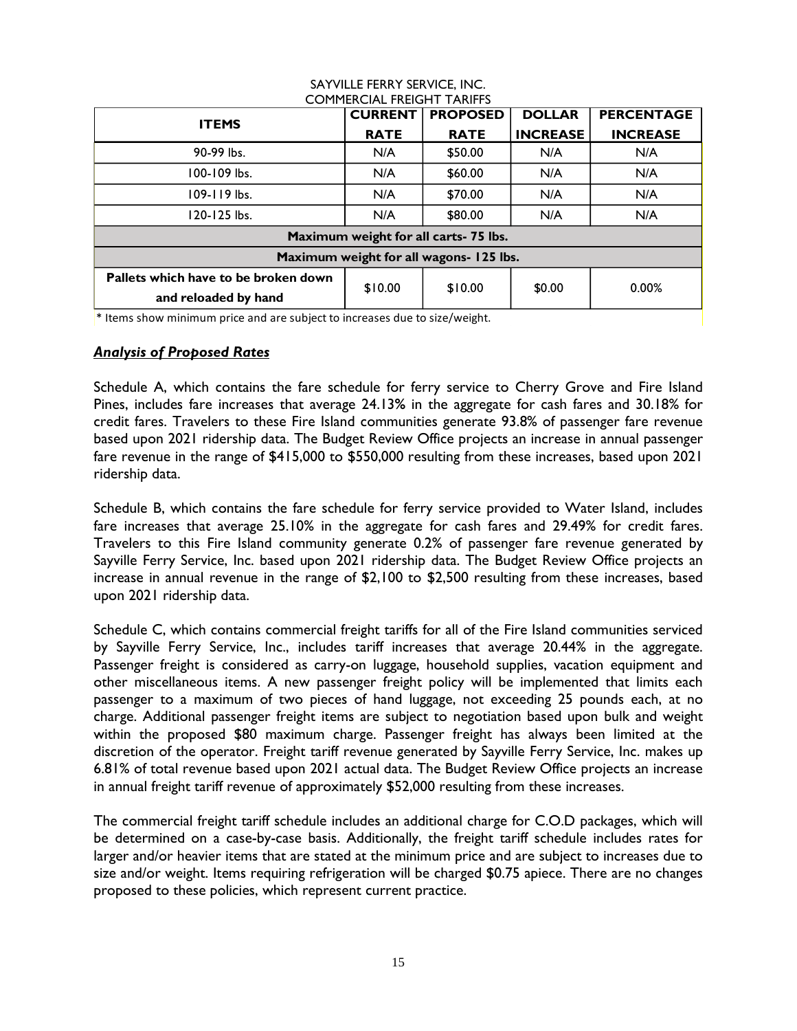SAYVILLE FERRY SERVICE, INC.
COMMERCIAL FREIGHT TARIFFS

| ITEMS | CURRENT RATE | PROPOSED RATE | DOLLAR INCREASE | PERCENTAGE INCREASE |
|---|---|---|---|---|
| 90-99 lbs. | N/A | $50.00 | N/A | N/A |
| 100-109 lbs. | N/A | $60.00 | N/A | N/A |
| 109-119 lbs. | N/A | $70.00 | N/A | N/A |
| 120-125 lbs. | N/A | $80.00 | N/A | N/A |
| **Maximum weight for all carts- 75 lbs.** | | | | |
| **Maximum weight for all wagons- 125 lbs.** | | | | |
| **Pallets which have to be broken down and reloaded by hand** | $10.00 | $10.00 | $0.00 | 0.00% |

\* Items show minimum price and are subject to increases due to size/weight.

***Analysis of Proposed Rates***

Schedule A, which contains the fare schedule for ferry service to Cherry Grove and Fire Island Pines, includes fare increases that average 24.13% in the aggregate for cash fares and 30.18% for credit fares. Travelers to these Fire Island communities generate 93.8% of passenger fare revenue based upon 2021 ridership data. The Budget Review Office projects an increase in annual passenger fare revenue in the range of $415,000 to $550,000 resulting from these increases, based upon 2021 ridership data.

Schedule B, which contains the fare schedule for ferry service provided to Water Island, includes fare increases that average 25.10% in the aggregate for cash fares and 29.49% for credit fares. Travelers to this Fire Island community generate 0.2% of passenger fare revenue generated by Sayville Ferry Service, Inc. based upon 2021 ridership data. The Budget Review Office projects an increase in annual revenue in the range of $2,100 to $2,500 resulting from these increases, based upon 2021 ridership data.

Schedule C, which contains commercial freight tariffs for all of the Fire Island communities serviced by Sayville Ferry Service, Inc., includes tariff increases that average 20.44% in the aggregate. Passenger freight is considered as carry-on luggage, household supplies, vacation equipment and other miscellaneous items. A new passenger freight policy will be implemented that limits each passenger to a maximum of two pieces of hand luggage, not exceeding 25 pounds each, at no charge. Additional passenger freight items are subject to negotiation based upon bulk and weight within the proposed $80 maximum charge. Passenger freight has always been limited at the discretion of the operator. Freight tariff revenue generated by Sayville Ferry Service, Inc. makes up 6.81% of total revenue based upon 2021 actual data. The Budget Review Office projects an increase in annual freight tariff revenue of approximately $52,000 resulting from these increases.

The commercial freight tariff schedule includes an additional charge for C.O.D packages, which will be determined on a case-by-case basis. Additionally, the freight tariff schedule includes rates for larger and/or heavier items that are stated at the minimum price and are subject to increases due to size and/or weight. Items requiring refrigeration will be charged $0.75 apiece. There are no changes proposed to these policies, which represent current practice.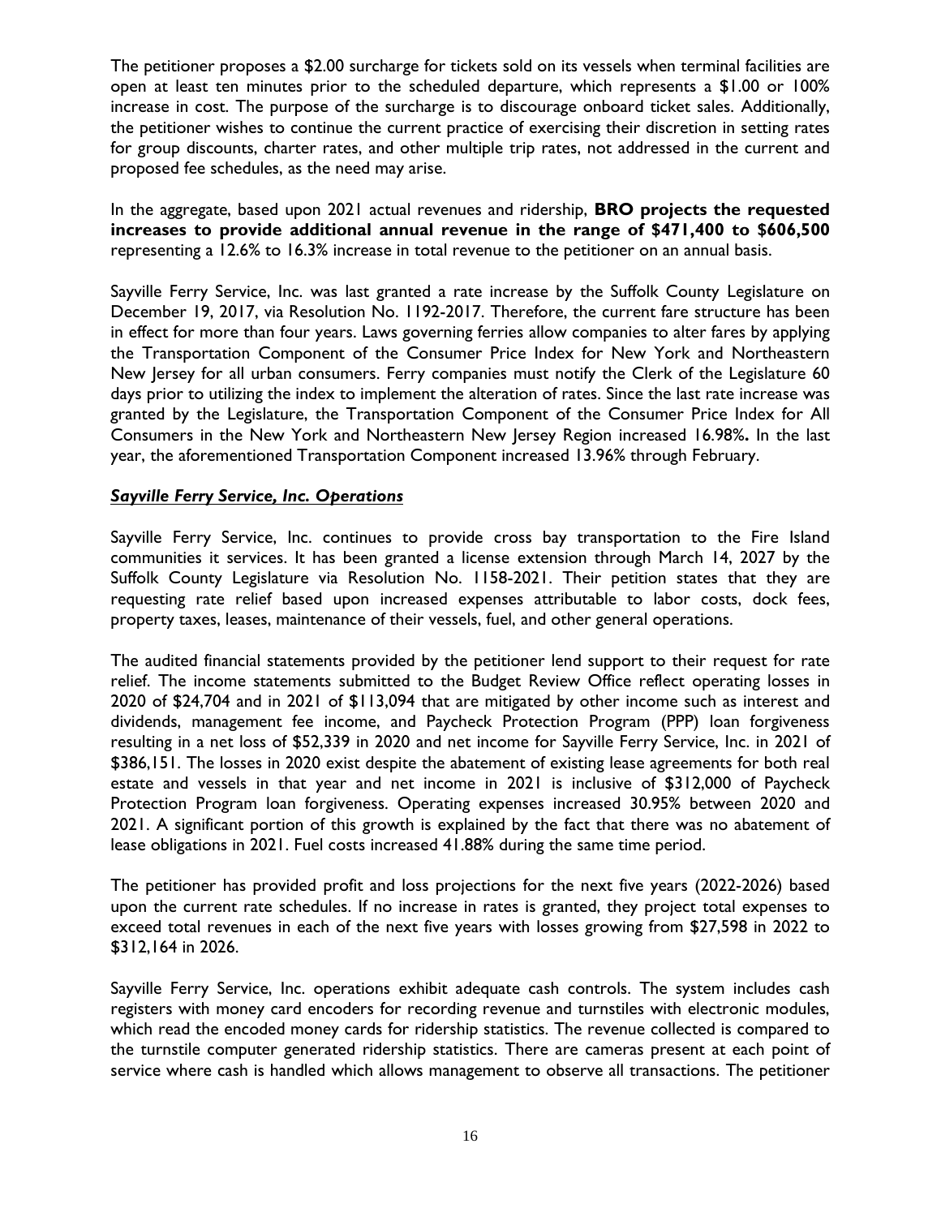The petitioner proposes a $2.00 surcharge for tickets sold on its vessels when terminal facilities are open at least ten minutes prior to the scheduled departure, which represents a $1.00 or 100% increase in cost. The purpose of the surcharge is to discourage onboard ticket sales. Additionally, the petitioner wishes to continue the current practice of exercising their discretion in setting rates for group discounts, charter rates, and other multiple trip rates, not addressed in the current and proposed fee schedules, as the need may arise.

In the aggregate, based upon 2021 actual revenues and ridership, **BRO projects the requested increases to provide additional annual revenue in the range of $471,400 to $606,500** representing a 12.6% to 16.3% increase in total revenue to the petitioner on an annual basis.

Sayville Ferry Service, Inc. was last granted a rate increase by the Suffolk County Legislature on December 19, 2017, via Resolution No. 1192-2017. Therefore, the current fare structure has been in effect for more than four years. Laws governing ferries allow companies to alter fares by applying the Transportation Component of the Consumer Price Index for New York and Northeastern New Jersey for all urban consumers. Ferry companies must notify the Clerk of the Legislature 60 days prior to utilizing the index to implement the alteration of rates. Since the last rate increase was granted by the Legislature, the Transportation Component of the Consumer Price Index for All Consumers in the New York and Northeastern New Jersey Region increased 16.98%**.** In the last year, the aforementioned Transportation Component increased 13.96% through February.

***Sayville Ferry Service, Inc. Operations***

Sayville Ferry Service, Inc. continues to provide cross bay transportation to the Fire Island communities it services. It has been granted a license extension through March 14, 2027 by the Suffolk County Legislature via Resolution No. 1158-2021. Their petition states that they are requesting rate relief based upon increased expenses attributable to labor costs, dock fees, property taxes, leases, maintenance of their vessels, fuel, and other general operations.

The audited financial statements provided by the petitioner lend support to their request for rate relief. The income statements submitted to the Budget Review Office reflect operating losses in 2020 of $24,704 and in 2021 of $113,094 that are mitigated by other income such as interest and dividends, management fee income, and Paycheck Protection Program (PPP) loan forgiveness resulting in a net loss of $52,339 in 2020 and net income for Sayville Ferry Service, Inc. in 2021 of $386,151. The losses in 2020 exist despite the abatement of existing lease agreements for both real estate and vessels in that year and net income in 2021 is inclusive of $312,000 of Paycheck Protection Program loan forgiveness. Operating expenses increased 30.95% between 2020 and 2021. A significant portion of this growth is explained by the fact that there was no abatement of lease obligations in 2021. Fuel costs increased 41.88% during the same time period.

The petitioner has provided profit and loss projections for the next five years (2022-2026) based upon the current rate schedules. If no increase in rates is granted, they project total expenses to exceed total revenues in each of the next five years with losses growing from $27,598 in 2022 to $312,164 in 2026.

Sayville Ferry Service, Inc. operations exhibit adequate cash controls. The system includes cash registers with money card encoders for recording revenue and turnstiles with electronic modules, which read the encoded money cards for ridership statistics. The revenue collected is compared to the turnstile computer generated ridership statistics. There are cameras present at each point of service where cash is handled which allows management to observe all transactions. The petitioner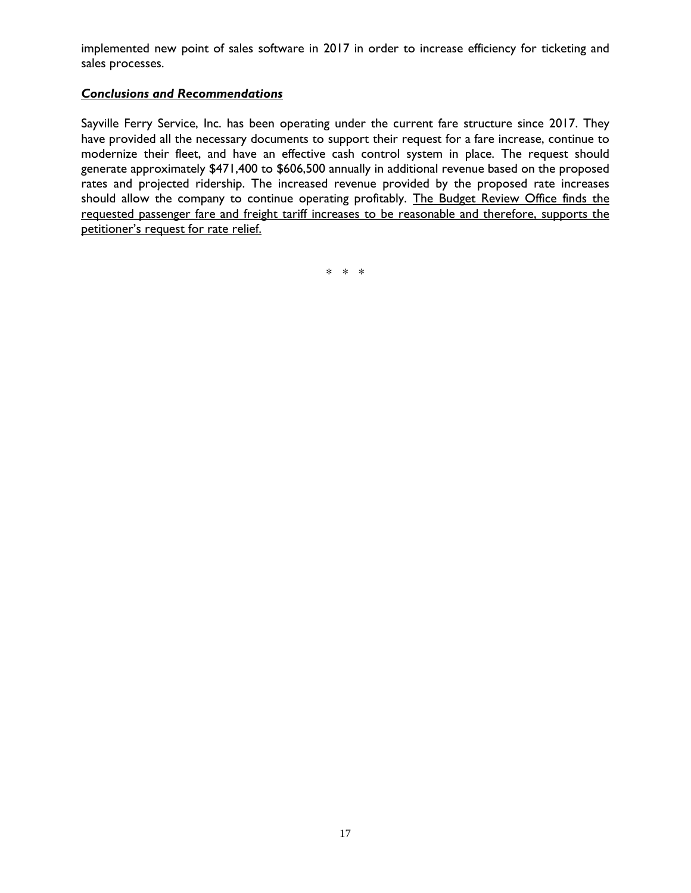implemented new point of sales software in 2017 in order to increase efficiency for ticketing and sales processes.

***Conclusions and Recommendations***

Sayville Ferry Service, Inc. has been operating under the current fare structure since 2017. They have provided all the necessary documents to support their request for a fare increase, continue to modernize their fleet, and have an effective cash control system in place. The request should generate approximately $471,400 to $606,500 annually in additional revenue based on the proposed rates and projected ridership. The increased revenue provided by the proposed rate increases should allow the company to continue operating profitably. The Budget Review Office finds the requested passenger fare and freight tariff increases to be reasonable and therefore, supports the petitioner's request for rate relief.

\* \* \*